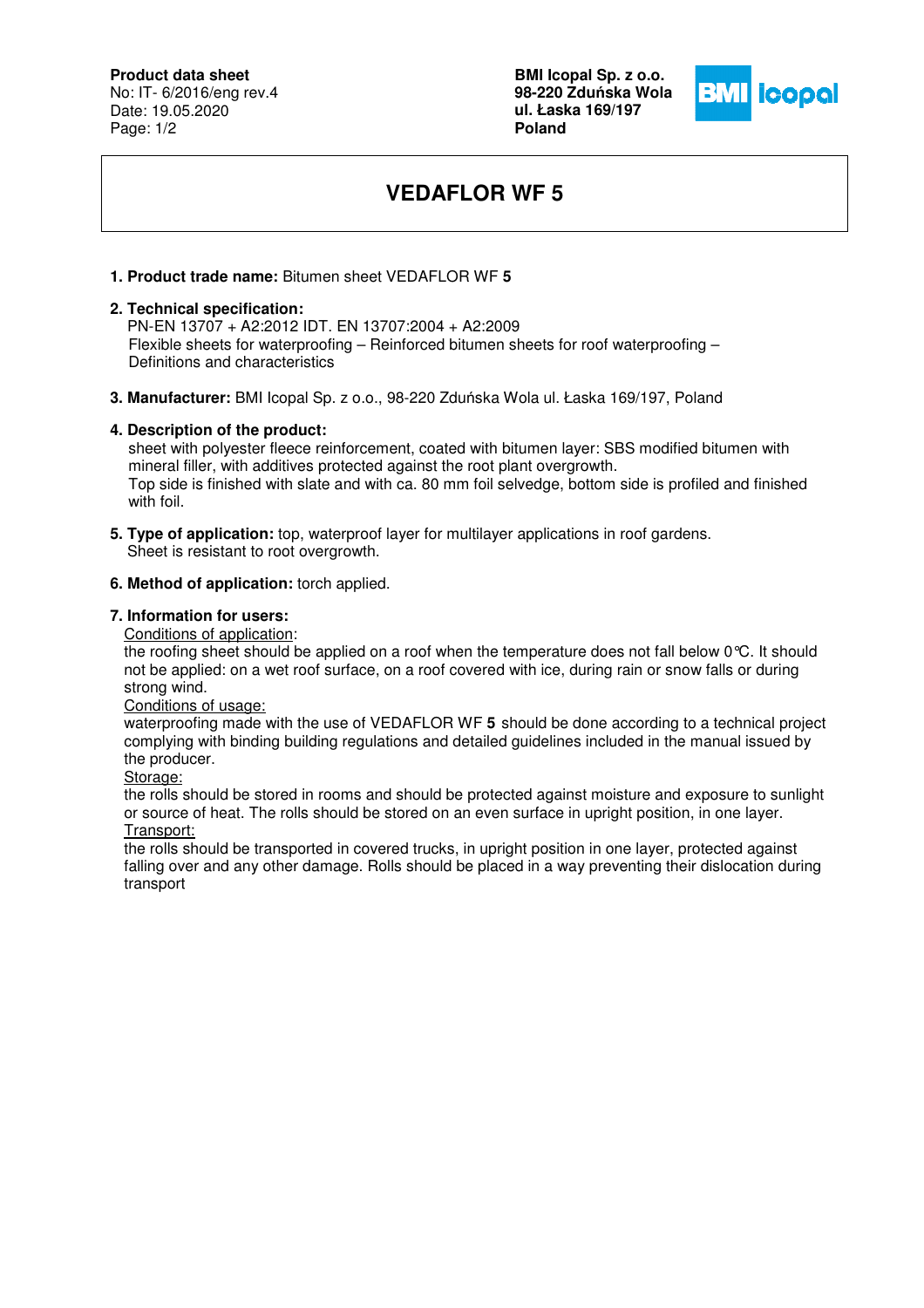**Product data sheet**
No: IT- 6/2016/eng rev.4
Date: 19.05.2020

**BMI Icopal Sp. z o.o.**
**98-220 Zduńska Wola**
**ul. Łaska 169/197**
**Poland**

# VEDAFLOR WF 5

1. **Product trade name:** Bitumen sheet VEDAFLOR WF **5**

2. **Technical specification:**
   PN-EN 13707 + A2:2012 IDT. EN 13707:2004 + A2:2009
   Flexible sheets for waterproofing – Reinforced bitumen sheets for roof waterproofing – Definitions and characteristics

3. **Manufacturer:** BMI Icopal Sp. z o.o., 98-220 Zduńska Wola ul. Łaska 169/197, Poland

4. **Description of the product:**
   sheet with polyester fleece reinforcement, coated with bitumen layer: SBS modified bitumen with mineral filler, with additives protected against the root plant overgrowth.
   Top side is finished with slate and with ca. 80 mm foil selvedge, bottom side is profiled and finished with foil.

5. **Type of application:** top, waterproof layer for multilayer applications in roof gardens.
   Sheet is resistant to root overgrowth.

6. **Method of application:** torch applied.

7. **Information for users:**
   Conditions of application:
   the roofing sheet should be applied on a roof when the temperature does not fall below 0℃. It should not be applied: on a wet roof surface, on a roof covered with ice, during rain or snow falls or during strong wind.
   Conditions of usage:
   waterproofing made with the use of VEDAFLOR WF **5** should be done according to a technical project complying with binding building regulations and detailed guidelines included in the manual issued by the producer.
   Storage:
   the rolls should be stored in rooms and should be protected against moisture and exposure to sunlight or source of heat. The rolls should be stored on an even surface in upright position, in one layer.
   Transport:
   the rolls should be transported in covered trucks, in upright position in one layer, protected against falling over and any other damage. Rolls should be placed in a way preventing their dislocation during transport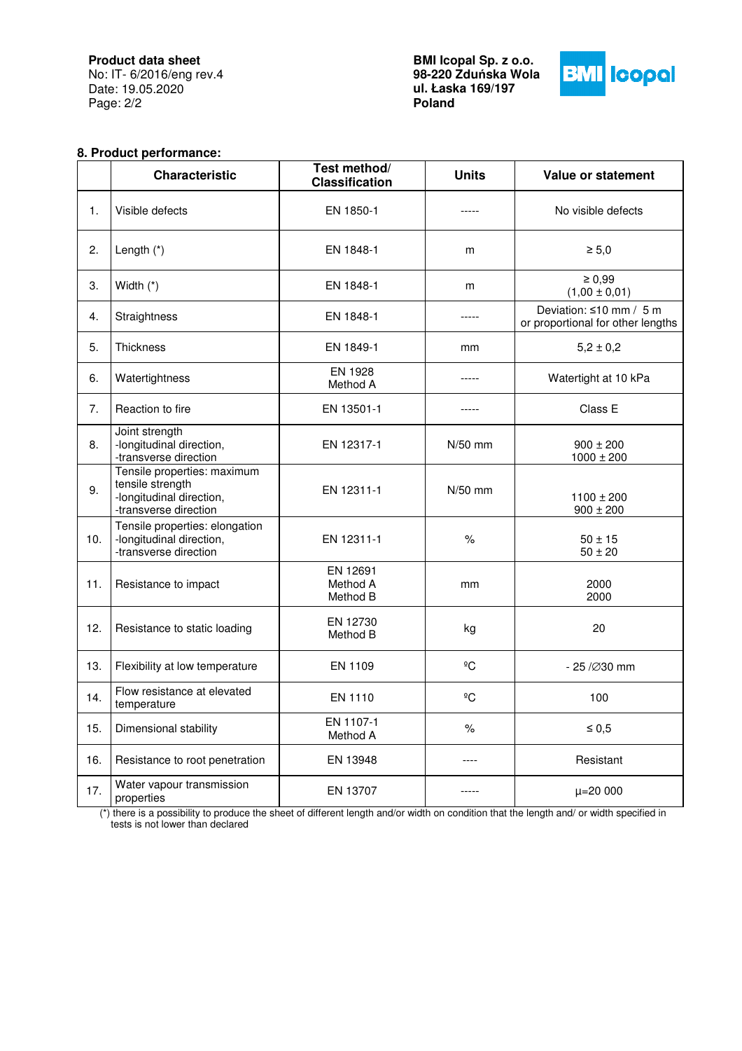Product data sheet
No: IT- 6/2016/eng rev.4
Date: 19.05.2020

**BMI Icopal Sp. z o.o.**
**98-220 Zduńska Wola**
**ul. Łaska 169/197**
**Poland**

## 8. Product performance:

| | Characteristic | Test method/ Classification | Units | Value or statement |
|---|---|---|---|---|
| 1. | Visible defects | EN 1850-1 | ----- | No visible defects |
| 2. | Length (*) | EN 1848-1 | m | ≥ 5,0 |
| 3. | Width (*) | EN 1848-1 | m | ≥ 0,99 (1,00 ± 0,01) |
| 4. | Straightness | EN 1848-1 | ----- | Deviation: ≤10 mm / 5 m or proportional for other lengths |
| 5. | Thickness | EN 1849-1 | mm | 5,2 ± 0,2 |
| 6. | Watertightness | EN 1928 Method A | ----- | Watertight at 10 kPa |
| 7. | Reaction to fire | EN 13501-1 | ----- | Class E |
| 8. | Joint strength -longitudinal direction, -transverse direction | EN 12317-1 | N/50 mm | 900 ± 200<br>1000 ± 200 |
| 9. | Tensile properties: maximum tensile strength -longitudinal direction, -transverse direction | EN 12311-1 | N/50 mm | 1100 ± 200<br>900 ± 200 |
| 10. | Tensile properties: elongation -longitudinal direction, -transverse direction | EN 12311-1 | % | 50 ± 15<br>50 ± 20 |
| 11. | Resistance to impact | EN 12691 Method A Method B | mm | 2000<br>2000 |
| 12. | Resistance to static loading | EN 12730 Method B | kg | 20 |
| 13. | Flexibility at low temperature | EN 1109 | ºC | - 25 /∅30 mm |
| 14. | Flow resistance at elevated temperature | EN 1110 | ºC | 100 |
| 15. | Dimensional stability | EN 1107-1 Method A | % | ≤ 0,5 |
| 16. | Resistance to root penetration | EN 13948 | ---- | Resistant |
| 17. | Water vapour transmission properties | EN 13707 | ----- | μ=20 000 |

(*) there is a possibility to produce the sheet of different length and/or width on condition that the length and/ or width specified in tests is not lower than declared